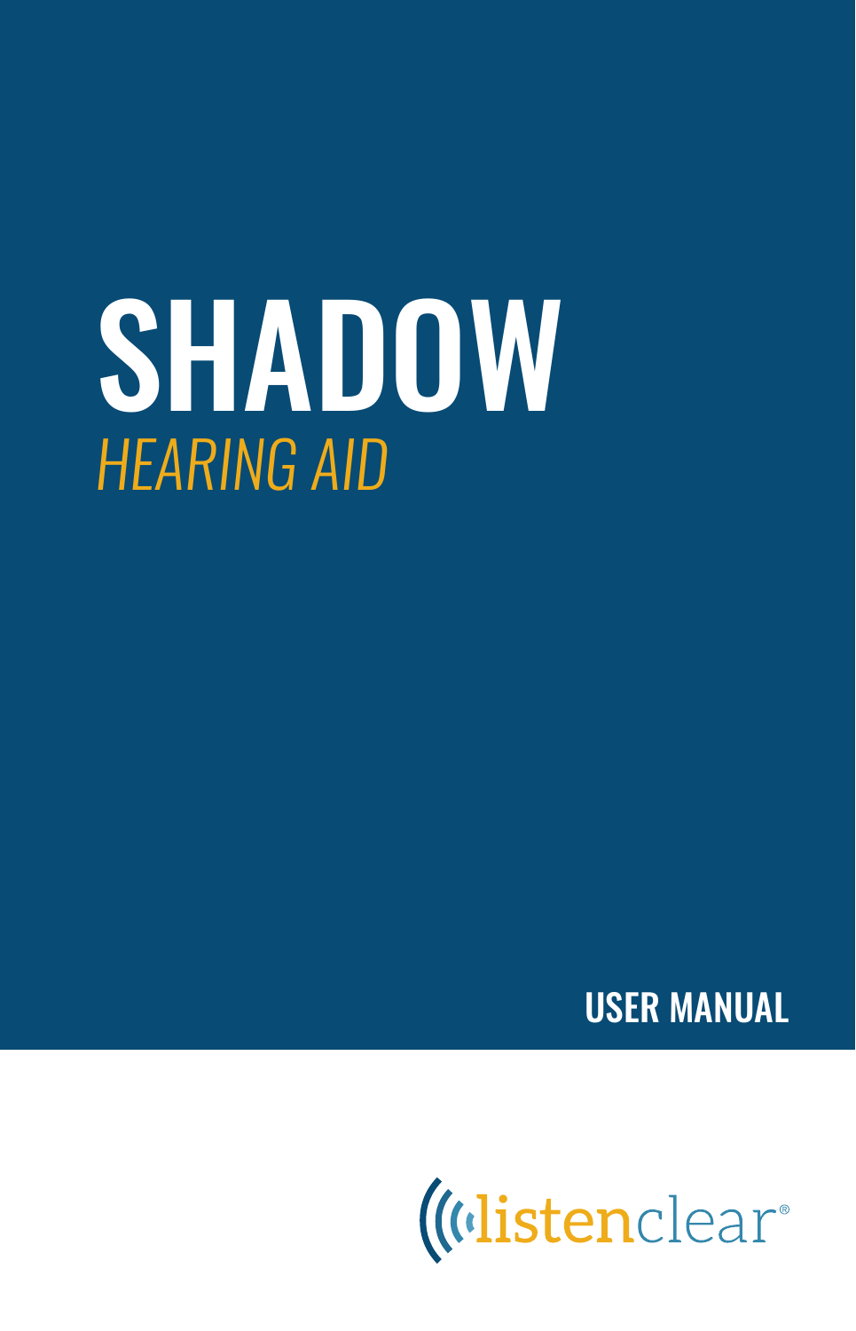# SHADOW

*HEARING AID*

**USER MANUAL**

listenclear®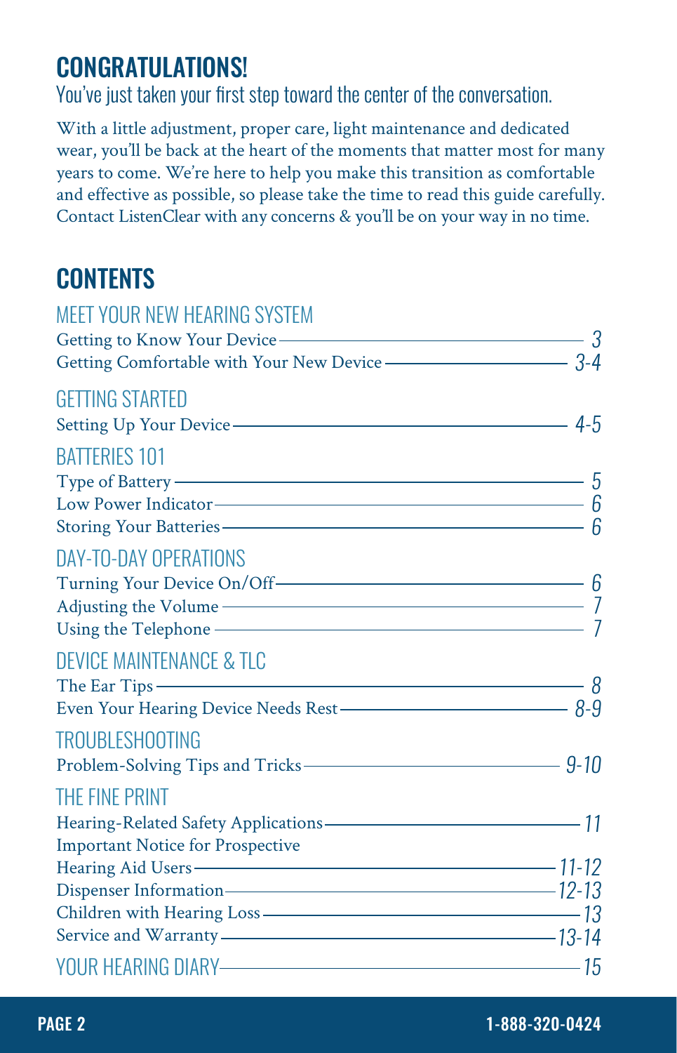## CONGRATULATIONS!

You've just taken your first step toward the center of the conversation.

With a little adjustment, proper care, light maintenance and dedicated wear, you'll be back at the heart of the moments that matter most for many years to come. We're here to help you make this transition as comfortable and effective as possible, so please take the time to read this guide carefully. Contact ListenClear with any concerns & you'll be on your way in no time.

## CONTENTS

### MEET YOUR NEW HEARING SYSTEM

Getting to Know Your Device — 3
Getting Comfortable with Your New Device — 3-4

### GETTING STARTED

Setting Up Your Device — 4-5

### BATTERIES 101

Type of Battery — 5
Low Power Indicator — 6
Storing Your Batteries — 6

### DAY-TO-DAY OPERATIONS

Turning Your Device On/Off — 6
Adjusting the Volume — 7
Using the Telephone — 7

### DEVICE MAINTENANCE & TLC

The Ear Tips — 8
Even Your Hearing Device Needs Rest — 8-9

### TROUBLESHOOTING

Problem-Solving Tips and Tricks — 9-10

### THE FINE PRINT

Hearing-Related Safety Applications — 11
Important Notice for Prospective Hearing Aid Users — 11-12
Dispenser Information — 12-13
Children with Hearing Loss — 13
Service and Warranty — 13-14

### YOUR HEARING DIARY — 15

1-888-320-0424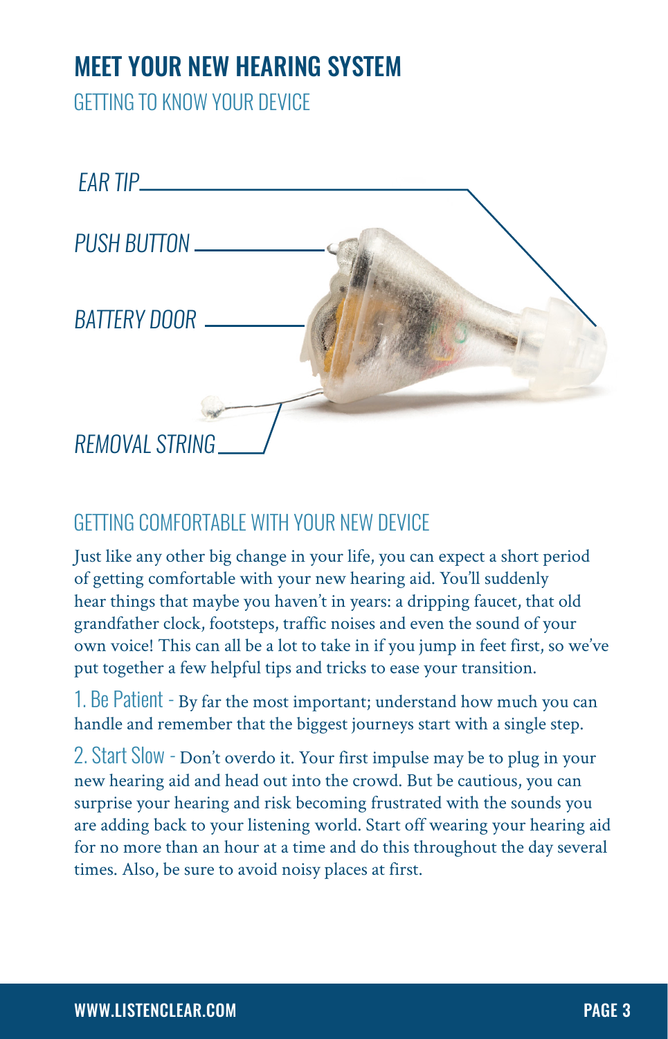# MEET YOUR NEW HEARING SYSTEM

## GETTING TO KNOW YOUR DEVICE

EAR TIP

PUSH BUTTON

BATTERY DOOR

REMOVAL STRING

## GETTING COMFORTABLE WITH YOUR NEW DEVICE

Just like any other big change in your life, you can expect a short period of getting comfortable with your new hearing aid. You'll suddenly hear things that maybe you haven't in years: a dripping faucet, that old grandfather clock, footsteps, traffic noises and even the sound of your own voice! This can all be a lot to take in if you jump in feet first, so we've put together a few helpful tips and tricks to ease your transition.

1. Be Patient - By far the most important; understand how much you can handle and remember that the biggest journeys start with a single step.

2. Start Slow - Don't overdo it. Your first impulse may be to plug in your new hearing aid and head out into the crowd. But be cautious, you can surprise your hearing and risk becoming frustrated with the sounds you are adding back to your listening world. Start off wearing your hearing aid for no more than an hour at a time and do this throughout the day several times. Also, be sure to avoid noisy places at first.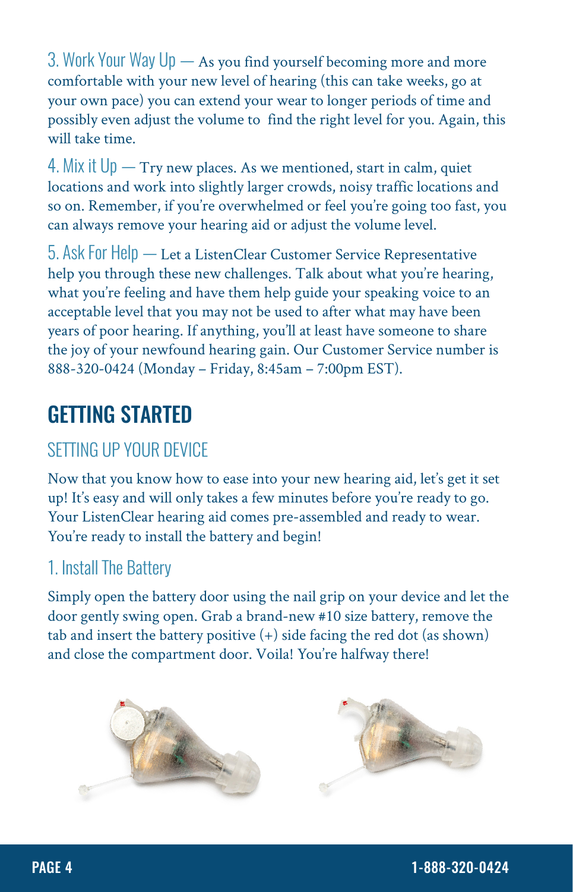3. Work Your Way Up — As you find yourself becoming more and more comfortable with your new level of hearing (this can take weeks, go at your own pace) you can extend your wear to longer periods of time and possibly even adjust the volume to find the right level for you. Again, this will take time.

4. Mix it Up — Try new places. As we mentioned, start in calm, quiet locations and work into slightly larger crowds, noisy traffic locations and so on. Remember, if you're overwhelmed or feel you're going too fast, you can always remove your hearing aid or adjust the volume level.

5. Ask For Help — Let a ListenClear Customer Service Representative help you through these new challenges. Talk about what you're hearing, what you're feeling and have them help guide your speaking voice to an acceptable level that you may not be used to after what may have been years of poor hearing. If anything, you'll at least have someone to share the joy of your newfound hearing gain. Our Customer Service number is 888-320-0424 (Monday – Friday, 8:45am – 7:00pm EST).

# GETTING STARTED

## SETTING UP YOUR DEVICE

Now that you know how to ease into your new hearing aid, let's get it set up! It's easy and will only takes a few minutes before you're ready to go. Your ListenClear hearing aid comes pre-assembled and ready to wear. You're ready to install the battery and begin!

### 1. Install The Battery

Simply open the battery door using the nail grip on your device and let the door gently swing open. Grab a brand-new #10 size battery, remove the tab and insert the battery positive (+) side facing the red dot (as shown) and close the compartment door. Voila! You're halfway there!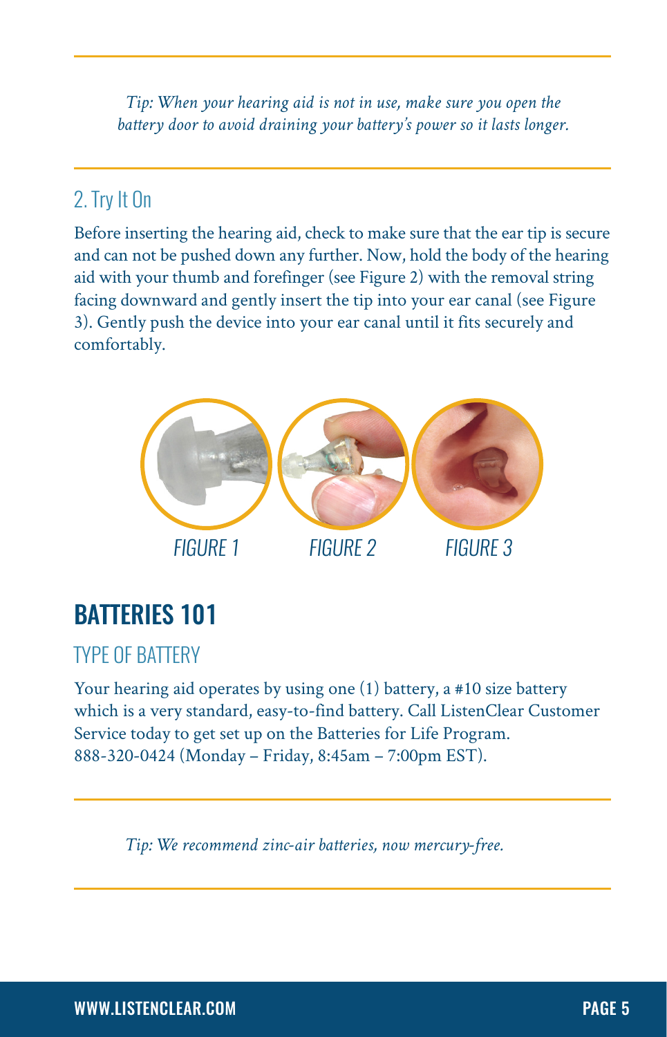*Tip: When your hearing aid is not in use, make sure you open the battery door to avoid draining your battery's power so it lasts longer.*

### 2. Try It On

Before inserting the hearing aid, check to make sure that the ear tip is secure and can not be pushed down any further. Now, hold the body of the hearing aid with your thumb and forefinger (see Figure 2) with the removal string facing downward and gently insert the tip into your ear canal (see Figure 3). Gently push the device into your ear canal until it fits securely and comfortably.

FIGURE 1 FIGURE 2 FIGURE 3

## BATTERIES 101

### TYPE OF BATTERY

Your hearing aid operates by using one (1) battery, a #10 size battery which is a very standard, easy-to-find battery. Call ListenClear Customer Service today to get set up on the Batteries for Life Program. 888-320-0424 (Monday – Friday, 8:45am – 7:00pm EST).

*Tip: We recommend zinc-air batteries, now mercury-free.*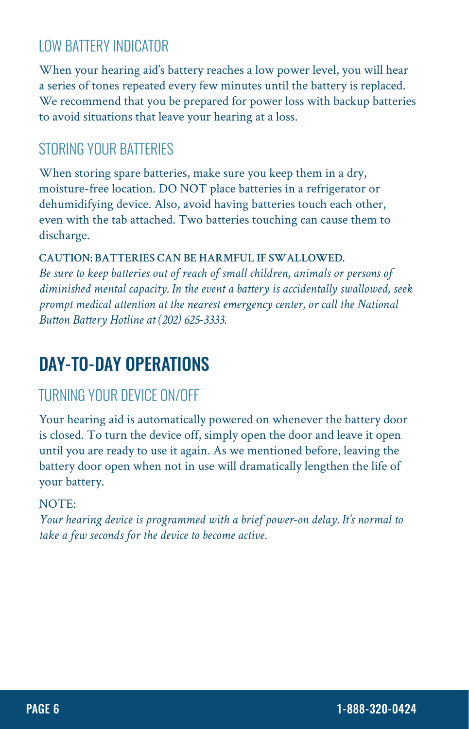### LOW BATTERY INDICATOR

When your hearing aid's battery reaches a low power level, you will hear a series of tones repeated every few minutes until the battery is replaced. We recommend that you be prepared for power loss with backup batteries to avoid situations that leave your hearing at a loss.

### STORING YOUR BATTERIES

When storing spare batteries, make sure you keep them in a dry, moisture-free location. DO NOT place batteries in a refrigerator or dehumidifying device. Also, avoid having batteries touch each other, even with the tab attached. Two batteries touching can cause them to discharge.

**CAUTION: BATTERIES CAN BE HARMFUL IF SWALLOWED.**
*Be sure to keep batteries out of reach of small children, animals or persons of diminished mental capacity. In the event a battery is accidentally swallowed, seek prompt medical attention at the nearest emergency center, or call the National Button Battery Hotline at (202) 625-3333.*

## DAY-TO-DAY OPERATIONS

### TURNING YOUR DEVICE ON/OFF

Your hearing aid is automatically powered on whenever the battery door is closed. To turn the device off, simply open the door and leave it open until you are ready to use it again. As we mentioned before, leaving the battery door open when not in use will dramatically lengthen the life of your battery.

NOTE:
*Your hearing device is programmed with a brief power-on delay. It's normal to take a few seconds for the device to become active.*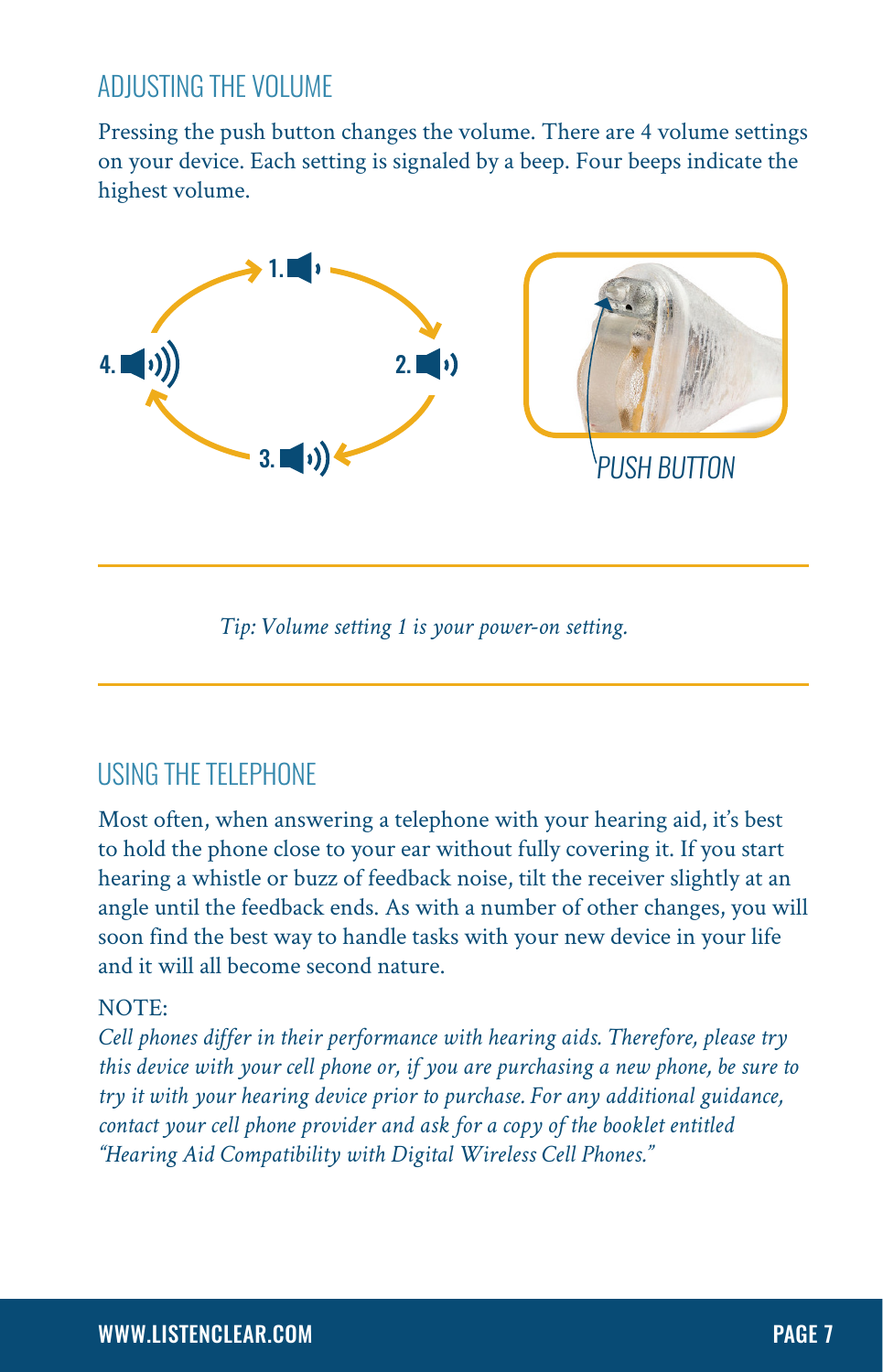## ADJUSTING THE VOLUME

Pressing the push button changes the volume. There are 4 volume settings on your device. Each setting is signaled by a beep. Four beeps indicate the highest volume.

1. 2. 3. 4.

PUSH BUTTON

*Tip: Volume setting 1 is your power-on setting.*

## USING THE TELEPHONE

Most often, when answering a telephone with your hearing aid, it's best to hold the phone close to your ear without fully covering it. If you start hearing a whistle or buzz of feedback noise, tilt the receiver slightly at an angle until the feedback ends. As with a number of other changes, you will soon find the best way to handle tasks with your new device in your life and it will all become second nature.

NOTE:

*Cell phones differ in their performance with hearing aids. Therefore, please try this device with your cell phone or, if you are purchasing a new phone, be sure to try it with your hearing device prior to purchase. For any additional guidance, contact your cell phone provider and ask for a copy of the booklet entitled "Hearing Aid Compatibility with Digital Wireless Cell Phones."*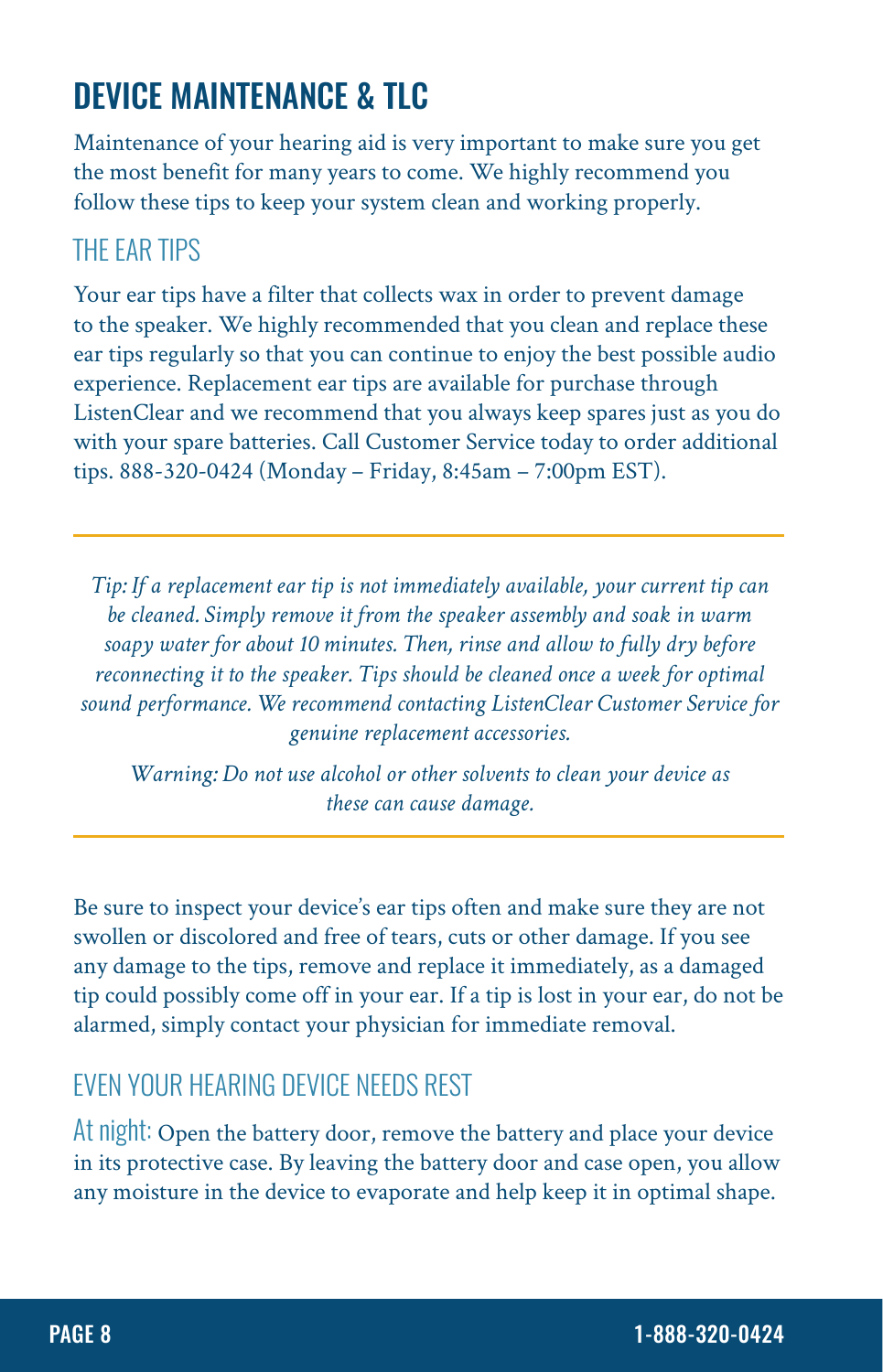# DEVICE MAINTENANCE & TLC

Maintenance of your hearing aid is very important to make sure you get the most benefit for many years to come. We highly recommend you follow these tips to keep your system clean and working properly.

## THE EAR TIPS

Your ear tips have a filter that collects wax in order to prevent damage to the speaker. We highly recommended that you clean and replace these ear tips regularly so that you can continue to enjoy the best possible audio experience. Replacement ear tips are available for purchase through ListenClear and we recommend that you always keep spares just as you do with your spare batteries. Call Customer Service today to order additional tips. 888-320-0424 (Monday – Friday, 8:45am – 7:00pm EST).

---

*Tip: If a replacement ear tip is not immediately available, your current tip can be cleaned. Simply remove it from the speaker assembly and soak in warm soapy water for about 10 minutes. Then, rinse and allow to fully dry before reconnecting it to the speaker. Tips should be cleaned once a week for optimal sound performance. We recommend contacting ListenClear Customer Service for genuine replacement accessories.*

*Warning: Do not use alcohol or other solvents to clean your device as these can cause damage.*

---

Be sure to inspect your device's ear tips often and make sure they are not swollen or discolored and free of tears, cuts or other damage. If you see any damage to the tips, remove and replace it immediately, as a damaged tip could possibly come off in your ear. If a tip is lost in your ear, do not be alarmed, simply contact your physician for immediate removal.

## EVEN YOUR HEARING DEVICE NEEDS REST

At night: Open the battery door, remove the battery and place your device in its protective case. By leaving the battery door and case open, you allow any moisture in the device to evaporate and help keep it in optimal shape.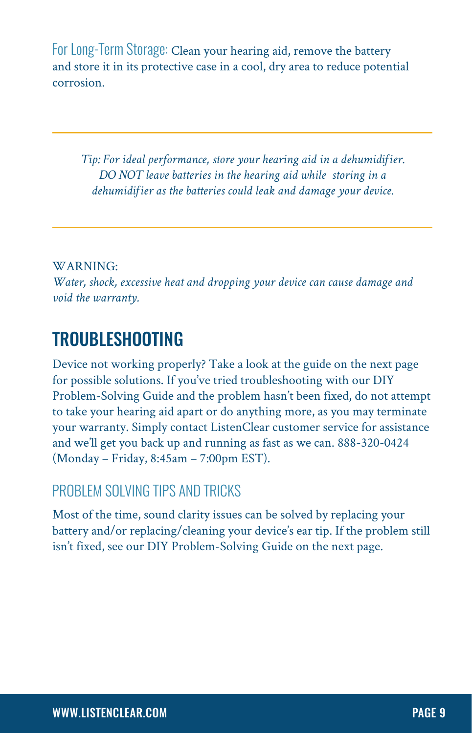For Long-Term Storage: Clean your hearing aid, remove the battery and store it in its protective case in a cool, dry area to reduce potential corrosion.

---

*Tip: For ideal performance, store your hearing aid in a dehumidifier. DO NOT leave batteries in the hearing aid while storing in a dehumidifier as the batteries could leak and damage your device.*

---

WARNING:
*Water, shock, excessive heat and dropping your device can cause damage and void the warranty.*

## TROUBLESHOOTING

Device not working properly? Take a look at the guide on the next page for possible solutions. If you've tried troubleshooting with our DIY Problem-Solving Guide and the problem hasn't been fixed, do not attempt to take your hearing aid apart or do anything more, as you may terminate your warranty. Simply contact ListenClear customer service for assistance and we'll get you back up and running as fast as we can. 888-320-0424 (Monday – Friday, 8:45am – 7:00pm EST).

### PROBLEM SOLVING TIPS AND TRICKS

Most of the time, sound clarity issues can be solved by replacing your battery and/or replacing/cleaning your device's ear tip. If the problem still isn't fixed, see our DIY Problem-Solving Guide on the next page.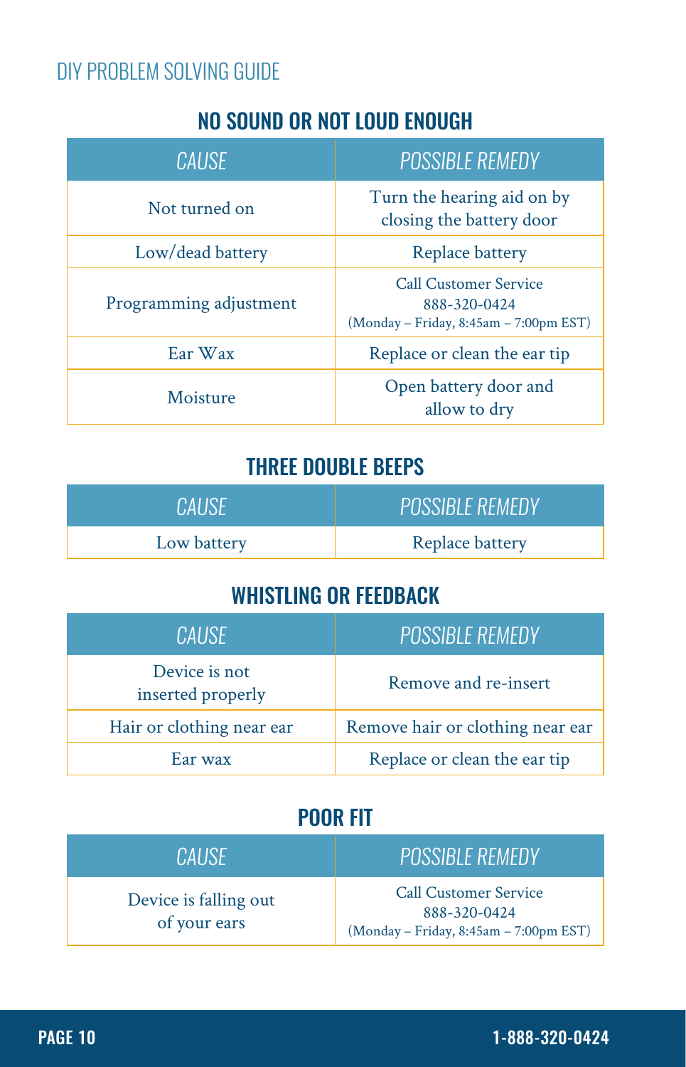# DIY PROBLEM SOLVING GUIDE

## NO SOUND OR NOT LOUD ENOUGH

| *CAUSE* | *POSSIBLE REMEDY* |
| --- | --- |
| Not turned on | Turn the hearing aid on by closing the battery door |
| Low/dead battery | Replace battery |
| Programming adjustment | Call Customer Service 888-320-0424 (Monday – Friday, 8:45am – 7:00pm EST) |
| Ear Wax | Replace or clean the ear tip |
| Moisture | Open battery door and allow to dry |

## THREE DOUBLE BEEPS

| *CAUSE* | *POSSIBLE REMEDY* |
| --- | --- |
| Low battery | Replace battery |

## WHISTLING OR FEEDBACK

| *CAUSE* | *POSSIBLE REMEDY* |
| --- | --- |
| Device is not inserted properly | Remove and re-insert |
| Hair or clothing near ear | Remove hair or clothing near ear |
| Ear wax | Replace or clean the ear tip |

## POOR FIT

| *CAUSE* | *POSSIBLE REMEDY* |
| --- | --- |
| Device is falling out of your ears | Call Customer Service 888-320-0424 (Monday – Friday, 8:45am – 7:00pm EST) |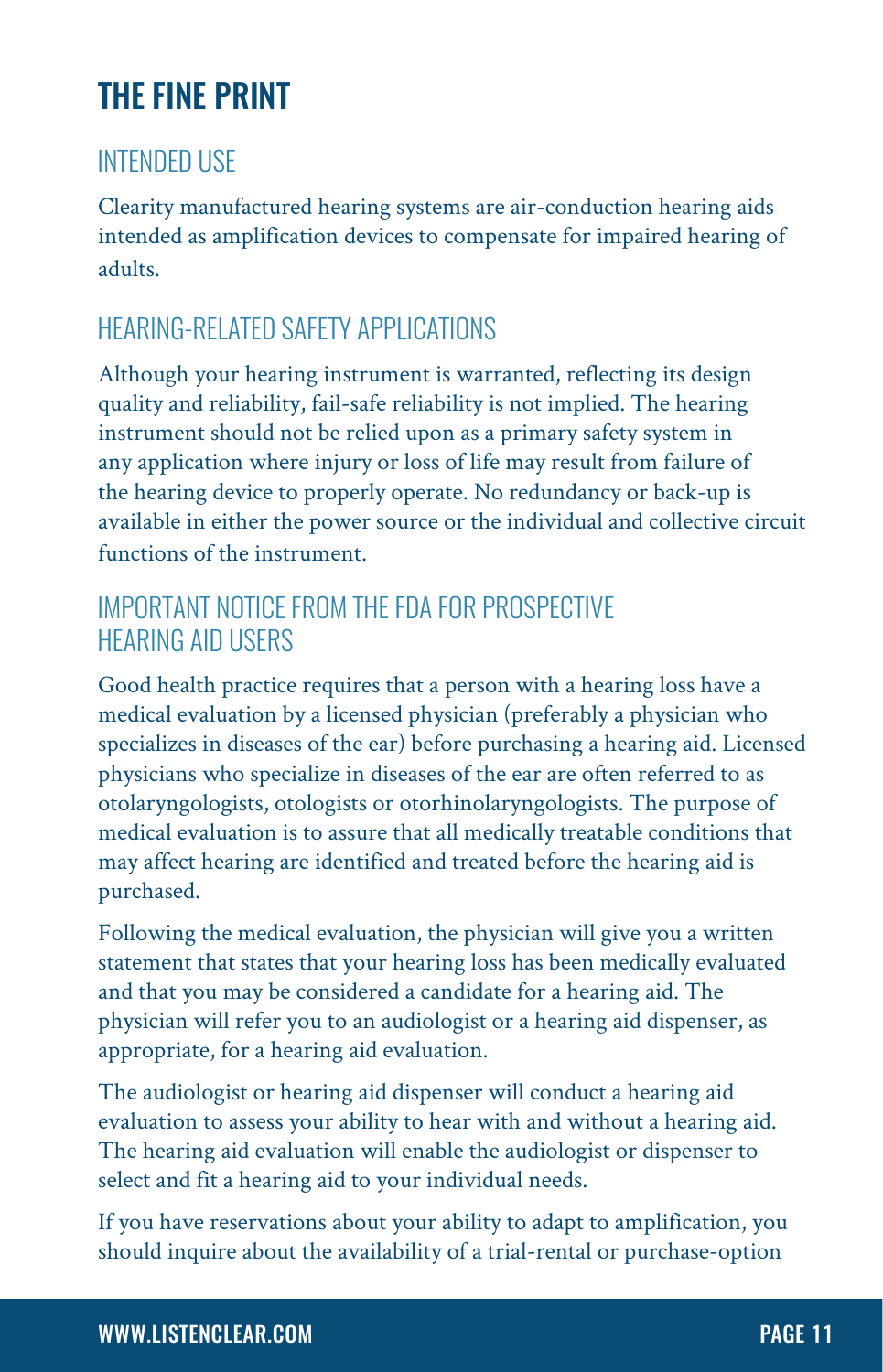# THE FINE PRINT

## INTENDED USE

Clearity manufactured hearing systems are air-conduction hearing aids intended as amplification devices to compensate for impaired hearing of adults.

## HEARING-RELATED SAFETY APPLICATIONS

Although your hearing instrument is warranted, reflecting its design quality and reliability, fail-safe reliability is not implied. The hearing instrument should not be relied upon as a primary safety system in any application where injury or loss of life may result from failure of the hearing device to properly operate. No redundancy or back-up is available in either the power source or the individual and collective circuit functions of the instrument.

## IMPORTANT NOTICE FROM THE FDA FOR PROSPECTIVE HEARING AID USERS

Good health practice requires that a person with a hearing loss have a medical evaluation by a licensed physician (preferably a physician who specializes in diseases of the ear) before purchasing a hearing aid. Licensed physicians who specialize in diseases of the ear are often referred to as otolaryngologists, otologists or otorhinolaryngologists. The purpose of medical evaluation is to assure that all medically treatable conditions that may affect hearing are identified and treated before the hearing aid is purchased.

Following the medical evaluation, the physician will give you a written statement that states that your hearing loss has been medically evaluated and that you may be considered a candidate for a hearing aid. The physician will refer you to an audiologist or a hearing aid dispenser, as appropriate, for a hearing aid evaluation.

The audiologist or hearing aid dispenser will conduct a hearing aid evaluation to assess your ability to hear with and without a hearing aid. The hearing aid evaluation will enable the audiologist or dispenser to select and fit a hearing aid to your individual needs.

If you have reservations about your ability to adapt to amplification, you should inquire about the availability of a trial-rental or purchase-option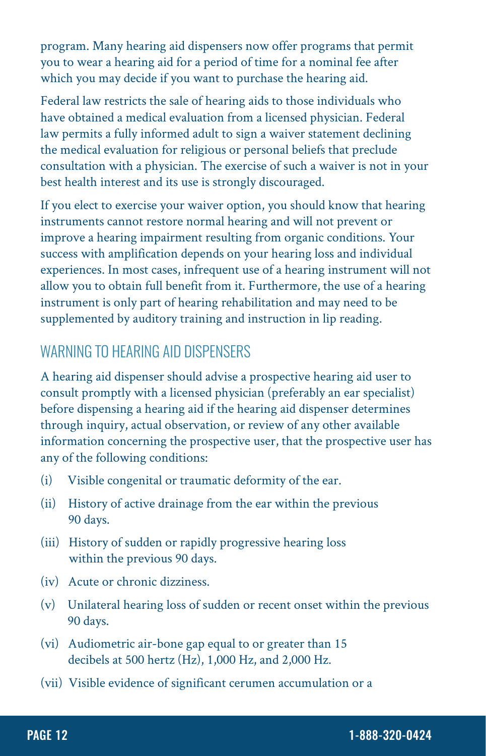program. Many hearing aid dispensers now offer programs that permit you to wear a hearing aid for a period of time for a nominal fee after which you may decide if you want to purchase the hearing aid.

Federal law restricts the sale of hearing aids to those individuals who have obtained a medical evaluation from a licensed physician. Federal law permits a fully informed adult to sign a waiver statement declining the medical evaluation for religious or personal beliefs that preclude consultation with a physician. The exercise of such a waiver is not in your best health interest and its use is strongly discouraged.

If you elect to exercise your waiver option, you should know that hearing instruments cannot restore normal hearing and will not prevent or improve a hearing impairment resulting from organic conditions. Your success with amplification depends on your hearing loss and individual experiences. In most cases, infrequent use of a hearing instrument will not allow you to obtain full benefit from it. Furthermore, the use of a hearing instrument is only part of hearing rehabilitation and may need to be supplemented by auditory training and instruction in lip reading.

## WARNING TO HEARING AID DISPENSERS

A hearing aid dispenser should advise a prospective hearing aid user to consult promptly with a licensed physician (preferably an ear specialist) before dispensing a hearing aid if the hearing aid dispenser determines through inquiry, actual observation, or review of any other available information concerning the prospective user, that the prospective user has any of the following conditions:

(i) Visible congenital or traumatic deformity of the ear.

(ii) History of active drainage from the ear within the previous 90 days.

(iii) History of sudden or rapidly progressive hearing loss within the previous 90 days.

(iv) Acute or chronic dizziness.

(v) Unilateral hearing loss of sudden or recent onset within the previous 90 days.

(vi) Audiometric air-bone gap equal to or greater than 15 decibels at 500 hertz (Hz), 1,000 Hz, and 2,000 Hz.

(vii) Visible evidence of significant cerumen accumulation or a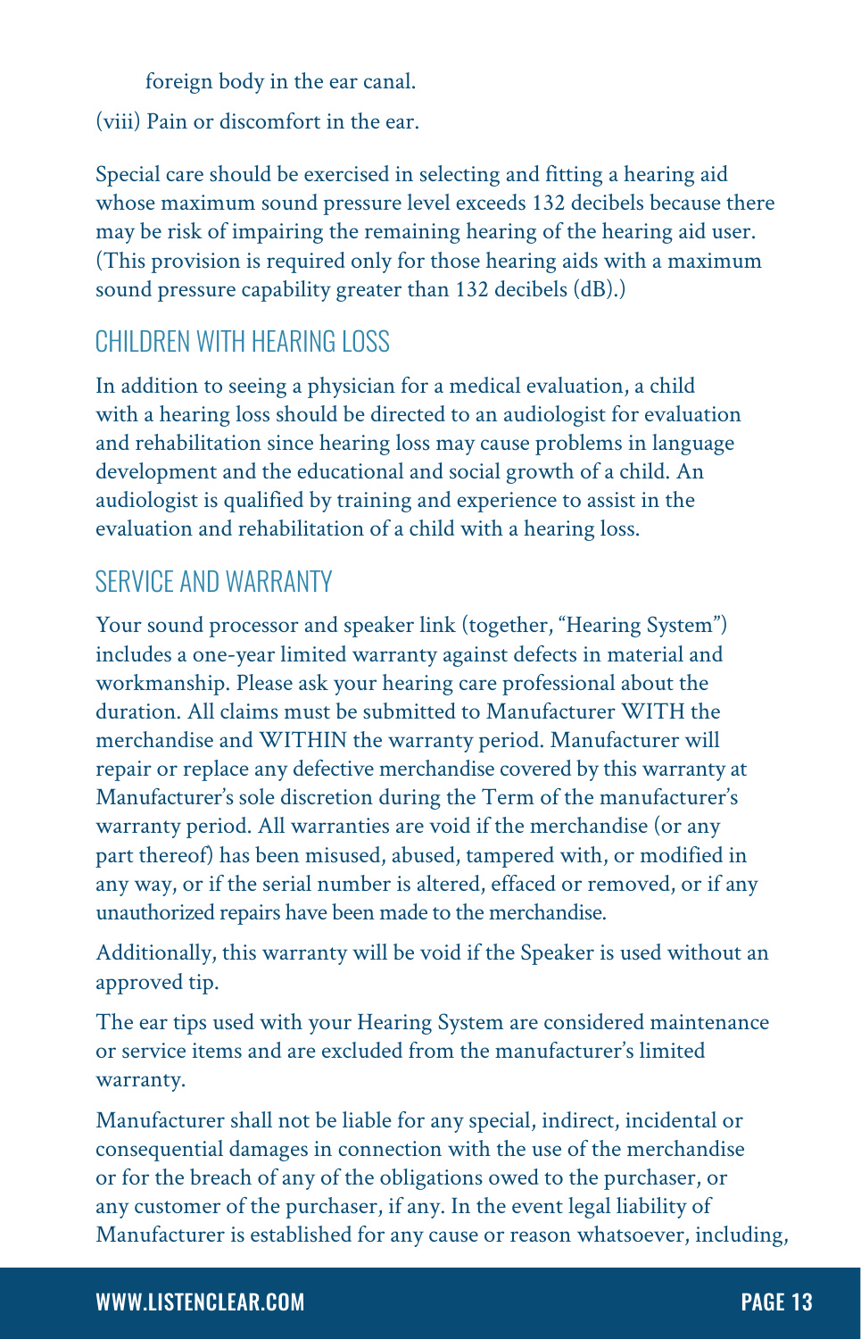foreign body in the ear canal.

(viii) Pain or discomfort in the ear.

Special care should be exercised in selecting and fitting a hearing aid whose maximum sound pressure level exceeds 132 decibels because there may be risk of impairing the remaining hearing of the hearing aid user. (This provision is required only for those hearing aids with a maximum sound pressure capability greater than 132 decibels (dB).)

## CHILDREN WITH HEARING LOSS

In addition to seeing a physician for a medical evaluation, a child with a hearing loss should be directed to an audiologist for evaluation and rehabilitation since hearing loss may cause problems in language development and the educational and social growth of a child. An audiologist is qualified by training and experience to assist in the evaluation and rehabilitation of a child with a hearing loss.

## SERVICE AND WARRANTY

Your sound processor and speaker link (together, "Hearing System") includes a one-year limited warranty against defects in material and workmanship. Please ask your hearing care professional about the duration. All claims must be submitted to Manufacturer WITH the merchandise and WITHIN the warranty period. Manufacturer will repair or replace any defective merchandise covered by this warranty at Manufacturer's sole discretion during the Term of the manufacturer's warranty period. All warranties are void if the merchandise (or any part thereof) has been misused, abused, tampered with, or modified in any way, or if the serial number is altered, effaced or removed, or if any unauthorized repairs have been made to the merchandise.

Additionally, this warranty will be void if the Speaker is used without an approved tip.

The ear tips used with your Hearing System are considered maintenance or service items and are excluded from the manufacturer's limited warranty.

Manufacturer shall not be liable for any special, indirect, incidental or consequential damages in connection with the use of the merchandise or for the breach of any of the obligations owed to the purchaser, or any customer of the purchaser, if any. In the event legal liability of Manufacturer is established for any cause or reason whatsoever, including,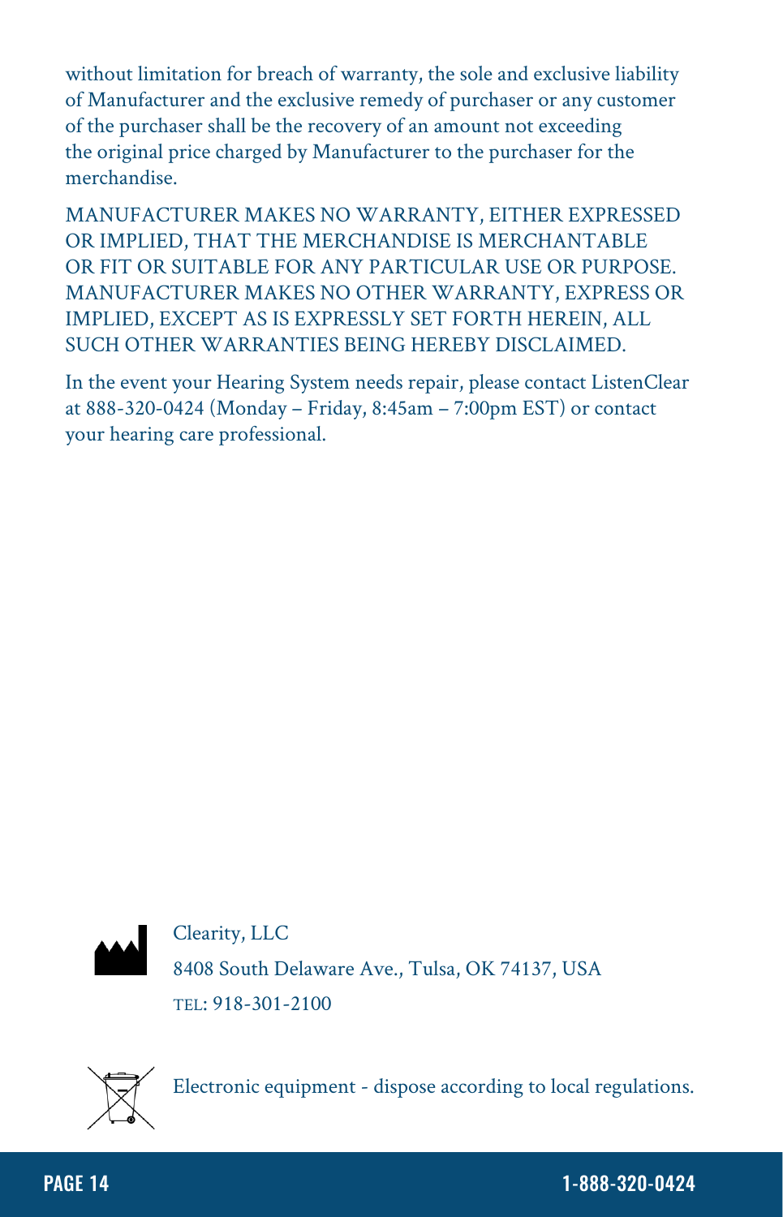without limitation for breach of warranty, the sole and exclusive liability of Manufacturer and the exclusive remedy of purchaser or any customer of the purchaser shall be the recovery of an amount not exceeding the original price charged by Manufacturer to the purchaser for the merchandise.

MANUFACTURER MAKES NO WARRANTY, EITHER EXPRESSED OR IMPLIED, THAT THE MERCHANDISE IS MERCHANTABLE OR FIT OR SUITABLE FOR ANY PARTICULAR USE OR PURPOSE. MANUFACTURER MAKES NO OTHER WARRANTY, EXPRESS OR IMPLIED, EXCEPT AS IS EXPRESSLY SET FORTH HEREIN, ALL SUCH OTHER WARRANTIES BEING HEREBY DISCLAIMED.

In the event your Hearing System needs repair, please contact ListenClear at 888-320-0424 (Monday – Friday, 8:45am – 7:00pm EST) or contact your hearing care professional.

Clearity, LLC
8408 South Delaware Ave., Tulsa, OK 74137, USA
TEL: 918-301-2100

Electronic equipment - dispose according to local regulations.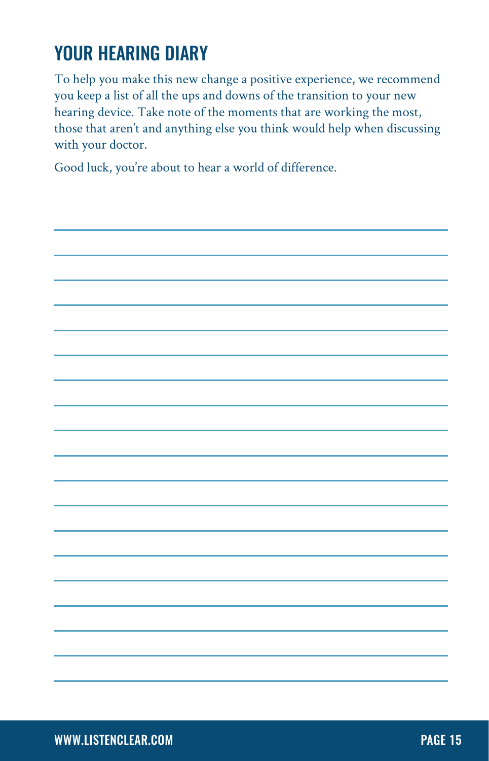# YOUR HEARING DIARY

To help you make this new change a positive experience, we recommend you keep a list of all the ups and downs of the transition to your new hearing device. Take note of the moments that are working the most, those that aren't and anything else you think would help when discussing with your doctor.

Good luck, you're about to hear a world of difference.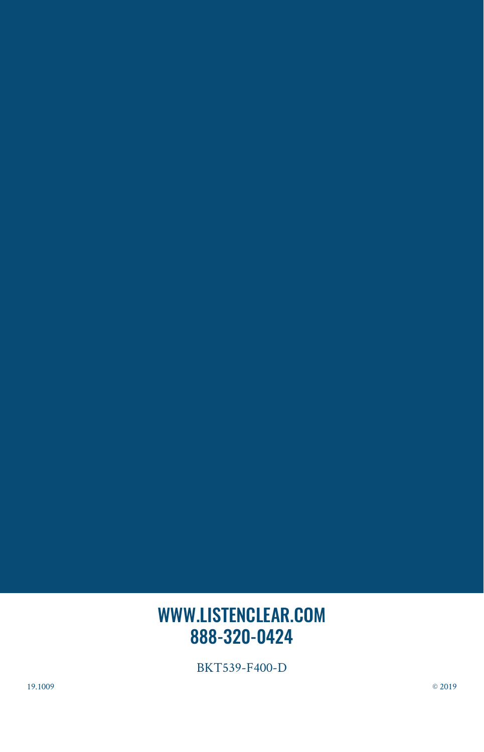**WWW.LISTENCLEAR.COM**
**888-320-0424**

BKT539-F400-D

19.1009

© 2019